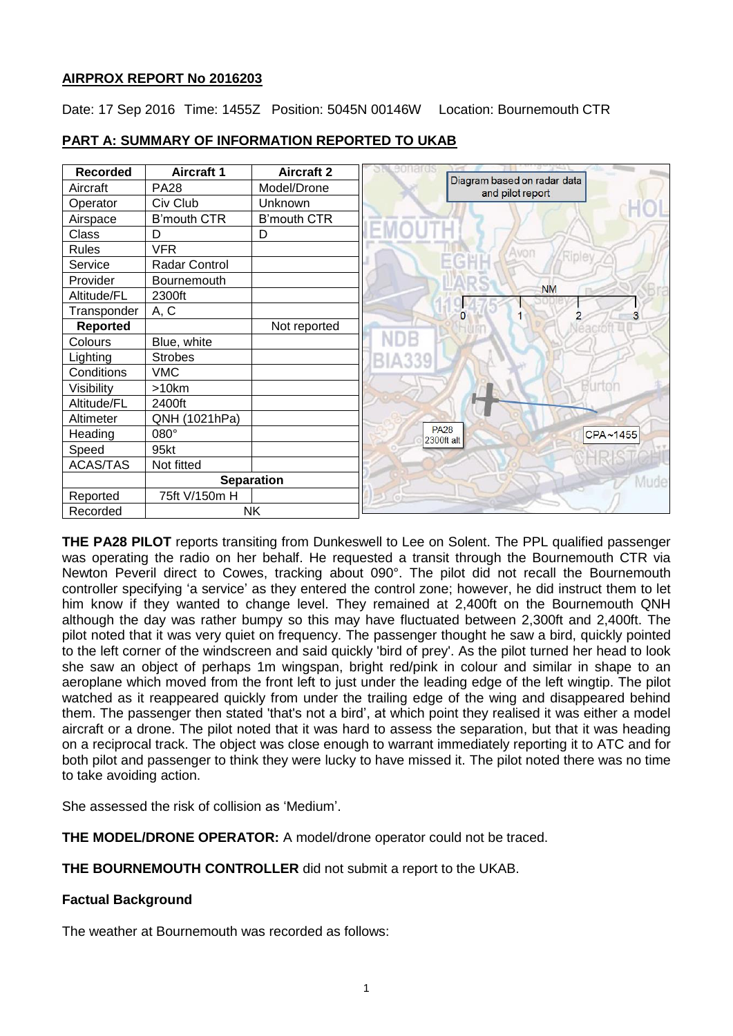## AIRPROX REPORT No 2016203

Date: 17 Sep 2016 Time: 1455Z Position: 5045N 00146W Location: Bournemouth CTR

### PART A: SUMMARY OF INFORMATION REPORTED TO UKAB

| Recorded | Aircraft 1 | Aircraft 2 |
|---|---|---|
| Aircraft | PA28 | Model/Drone |
| Operator | Civ Club | Unknown |
| Airspace | B'mouth CTR | B'mouth CTR |
| Class | D | D |
| Rules | VFR | |
| Service | Radar Control | |
| Provider | Bournemouth | |
| Altitude/FL | 2300ft | |
| Transponder | A, C | |
| **Reported** | | Not reported |
| Colours | Blue, white | |
| Lighting | Strobes | |
| Conditions | VMC | |
| Visibility | >10km | |
| Altitude/FL | 2400ft | |
| Altimeter | QNH (1021hPa) | |
| Heading | 080° | |
| Speed | 95kt | |
| ACAS/TAS | Not fitted | |
| | **Separation** | |
| Reported | 75ft V/150m H | |
| Recorded | NK | |

Diagram based on radar data and pilot report

PA28 2300ft alt

CPA~1455

**THE PA28 PILOT** reports transiting from Dunkeswell to Lee on Solent. The PPL qualified passenger was operating the radio on her behalf. He requested a transit through the Bournemouth CTR via Newton Peveril direct to Cowes, tracking about 090°. The pilot did not recall the Bournemouth controller specifying 'a service' as they entered the control zone; however, he did instruct them to let him know if they wanted to change level. They remained at 2,400ft on the Bournemouth QNH although the day was rather bumpy so this may have fluctuated between 2,300ft and 2,400ft. The pilot noted that it was very quiet on frequency. The passenger thought he saw a bird, quickly pointed to the left corner of the windscreen and said quickly 'bird of prey'. As the pilot turned her head to look she saw an object of perhaps 1m wingspan, bright red/pink in colour and similar in shape to an aeroplane which moved from the front left to just under the leading edge of the left wingtip. The pilot watched as it reappeared quickly from under the trailing edge of the wing and disappeared behind them. The passenger then stated 'that's not a bird', at which point they realised it was either a model aircraft or a drone. The pilot noted that it was hard to assess the separation, but that it was heading on a reciprocal track. The object was close enough to warrant immediately reporting it to ATC and for both pilot and passenger to think they were lucky to have missed it. The pilot noted there was no time to take avoiding action.

She assessed the risk of collision as 'Medium'.

**THE MODEL/DRONE OPERATOR:** A model/drone operator could not be traced.

**THE BOURNEMOUTH CONTROLLER** did not submit a report to the UKAB.

### Factual Background

The weather at Bournemouth was recorded as follows: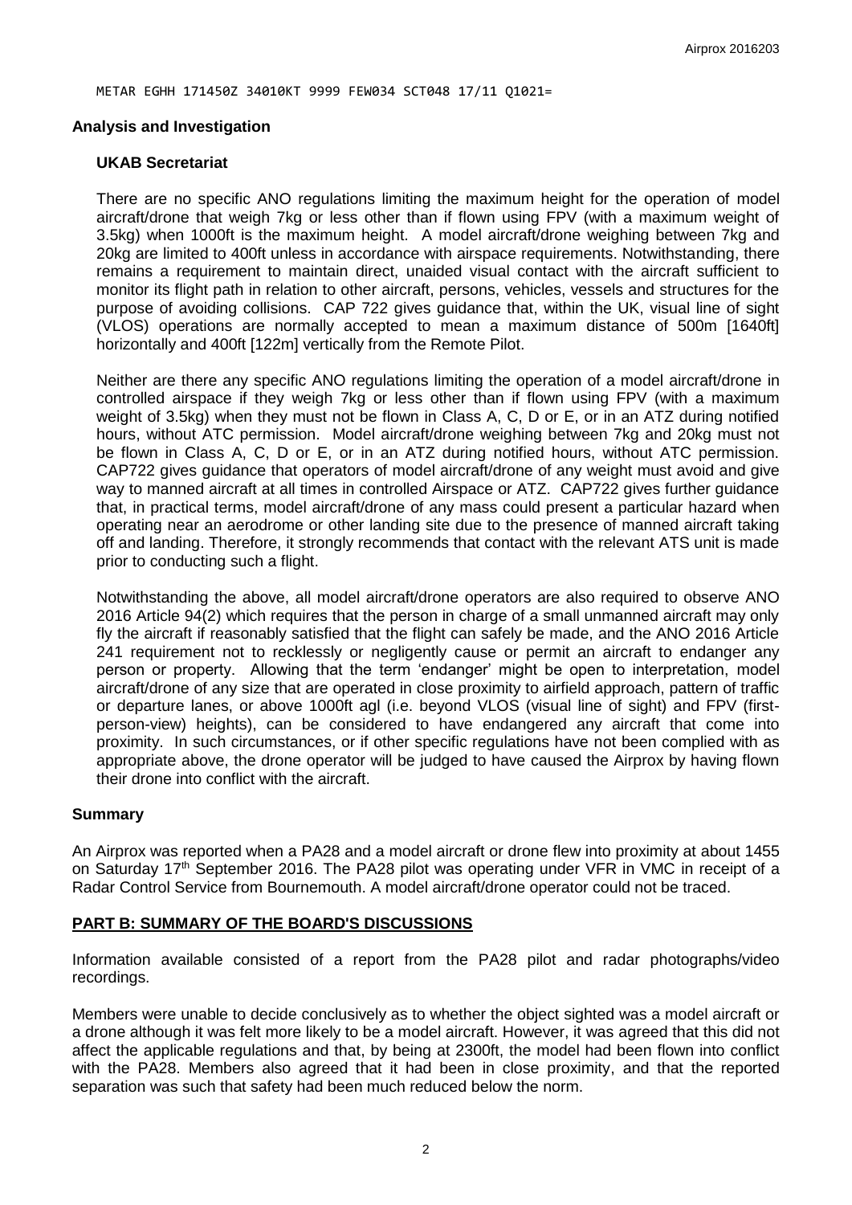METAR EGHH 171450Z 34010KT 9999 FEW034 SCT048 17/11 Q1021=

## Analysis and Investigation

### UKAB Secretariat

There are no specific ANO regulations limiting the maximum height for the operation of model aircraft/drone that weigh 7kg or less other than if flown using FPV (with a maximum weight of 3.5kg) when 1000ft is the maximum height. A model aircraft/drone weighing between 7kg and 20kg are limited to 400ft unless in accordance with airspace requirements. Notwithstanding, there remains a requirement to maintain direct, unaided visual contact with the aircraft sufficient to monitor its flight path in relation to other aircraft, persons, vehicles, vessels and structures for the purpose of avoiding collisions. CAP 722 gives guidance that, within the UK, visual line of sight (VLOS) operations are normally accepted to mean a maximum distance of 500m [1640ft] horizontally and 400ft [122m] vertically from the Remote Pilot.

Neither are there any specific ANO regulations limiting the operation of a model aircraft/drone in controlled airspace if they weigh 7kg or less other than if flown using FPV (with a maximum weight of 3.5kg) when they must not be flown in Class A, C, D or E, or in an ATZ during notified hours, without ATC permission. Model aircraft/drone weighing between 7kg and 20kg must not be flown in Class A, C, D or E, or in an ATZ during notified hours, without ATC permission. CAP722 gives guidance that operators of model aircraft/drone of any weight must avoid and give way to manned aircraft at all times in controlled Airspace or ATZ. CAP722 gives further guidance that, in practical terms, model aircraft/drone of any mass could present a particular hazard when operating near an aerodrome or other landing site due to the presence of manned aircraft taking off and landing. Therefore, it strongly recommends that contact with the relevant ATS unit is made prior to conducting such a flight.

Notwithstanding the above, all model aircraft/drone operators are also required to observe ANO 2016 Article 94(2) which requires that the person in charge of a small unmanned aircraft may only fly the aircraft if reasonably satisfied that the flight can safely be made, and the ANO 2016 Article 241 requirement not to recklessly or negligently cause or permit an aircraft to endanger any person or property. Allowing that the term 'endanger' might be open to interpretation, model aircraft/drone of any size that are operated in close proximity to airfield approach, pattern of traffic or departure lanes, or above 1000ft agl (i.e. beyond VLOS (visual line of sight) and FPV (first-person-view) heights), can be considered to have endangered any aircraft that come into proximity. In such circumstances, or if other specific regulations have not been complied with as appropriate above, the drone operator will be judged to have caused the Airprox by having flown their drone into conflict with the aircraft.

## Summary

An Airprox was reported when a PA28 and a model aircraft or drone flew into proximity at about 1455 on Saturday 17th September 2016. The PA28 pilot was operating under VFR in VMC in receipt of a Radar Control Service from Bournemouth. A model aircraft/drone operator could not be traced.

## PART B: SUMMARY OF THE BOARD'S DISCUSSIONS

Information available consisted of a report from the PA28 pilot and radar photographs/video recordings.

Members were unable to decide conclusively as to whether the object sighted was a model aircraft or a drone although it was felt more likely to be a model aircraft. However, it was agreed that this did not affect the applicable regulations and that, by being at 2300ft, the model had been flown into conflict with the PA28. Members also agreed that it had been in close proximity, and that the reported separation was such that safety had been much reduced below the norm.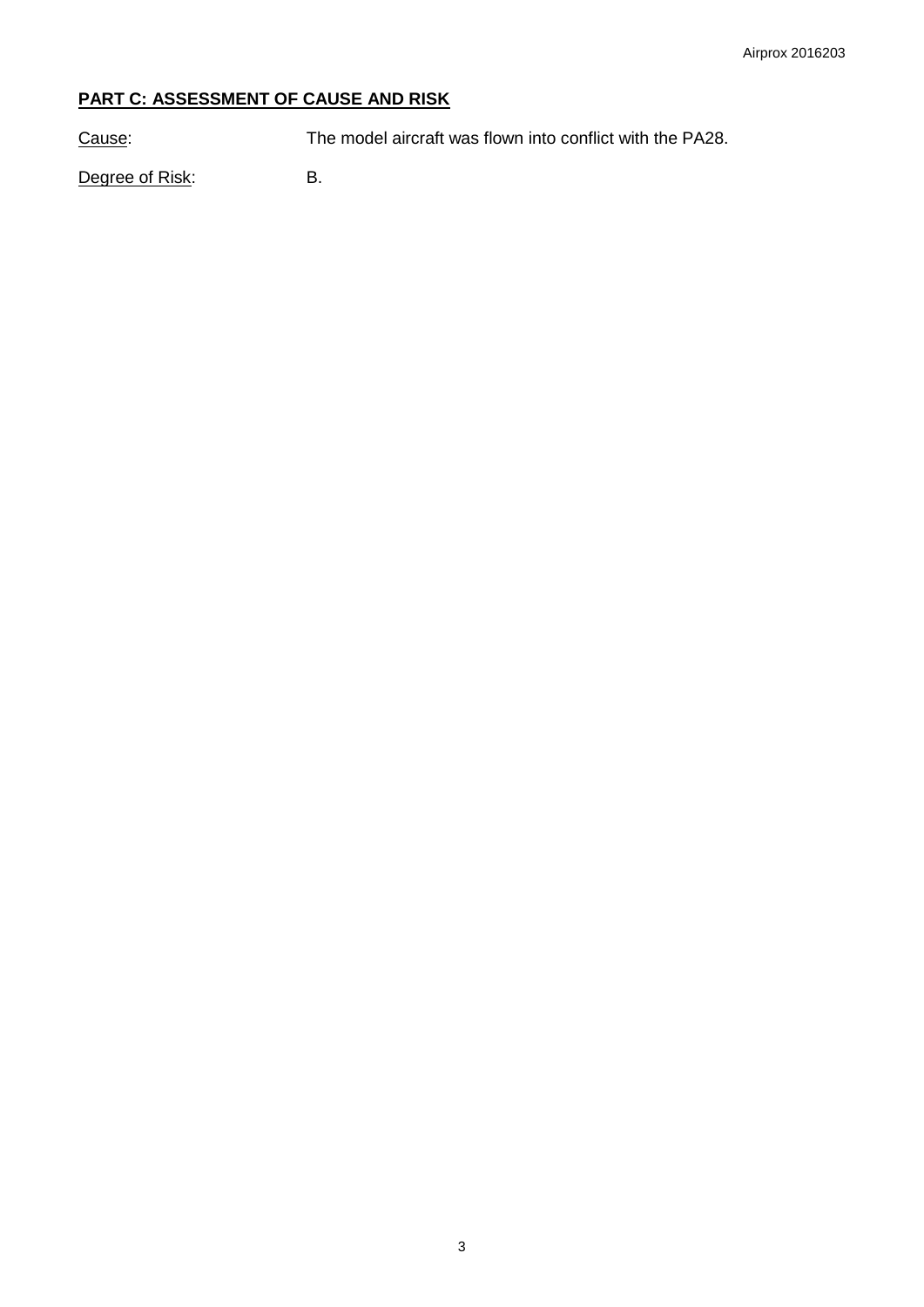## PART C: ASSESSMENT OF CAUSE AND RISK

Cause: The model aircraft was flown into conflict with the PA28.

Degree of Risk: B.